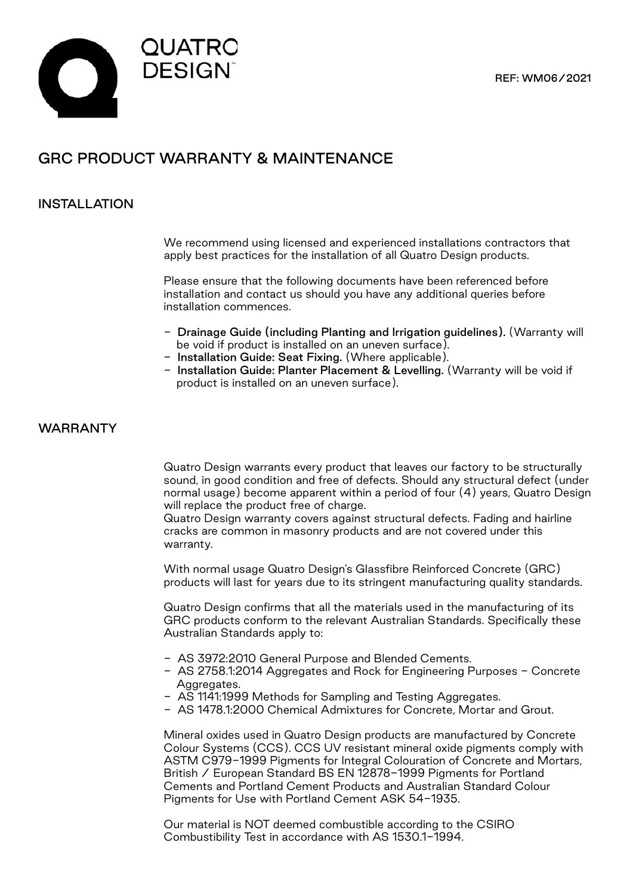QUATRO DESIGN™

REF: WM06/2021

# GRC PRODUCT WARRANTY & MAINTENANCE

## INSTALLATION

We recommend using licensed and experienced installations contractors that apply best practices for the installation of all Quatro Design products.

Please ensure that the following documents have been referenced before installation and contact us should you have any additional queries before installation commences.

- **Drainage Guide (including Planting and Irrigation guidelines).** (Warranty will be void if product is installed on an uneven surface).
- **Installation Guide: Seat Fixing.** (Where applicable).
- **Installation Guide: Planter Placement & Levelling.** (Warranty will be void if product is installed on an uneven surface).

## WARRANTY

Quatro Design warrants every product that leaves our factory to be structurally sound, in good condition and free of defects. Should any structural defect (under normal usage) become apparent within a period of four (4) years, Quatro Design will replace the product free of charge.
Quatro Design warranty covers against structural defects. Fading and hairline cracks are common in masonry products and are not covered under this warranty.

With normal usage Quatro Design's Glassfibre Reinforced Concrete (GRC) products will last for years due to its stringent manufacturing quality standards.

Quatro Design confirms that all the materials used in the manufacturing of its GRC products conform to the relevant Australian Standards. Specifically these Australian Standards apply to:

- AS 3972:2010 General Purpose and Blended Cements.
- AS 2758.1:2014 Aggregates and Rock for Engineering Purposes – Concrete Aggregates.
- AS 1141:1999 Methods for Sampling and Testing Aggregates.
- AS 1478.1:2000 Chemical Admixtures for Concrete, Mortar and Grout.

Mineral oxides used in Quatro Design products are manufactured by Concrete Colour Systems (CCS). CCS UV resistant mineral oxide pigments comply with ASTM C979-1999 Pigments for Integral Colouration of Concrete and Mortars, British / European Standard BS EN 12878-1999 Pigments for Portland Cements and Portland Cement Products and Australian Standard Colour Pigments for Use with Portland Cement ASK 54-1935.

Our material is NOT deemed combustible according to the CSIRO Combustibility Test in accordance with AS 1530.1-1994.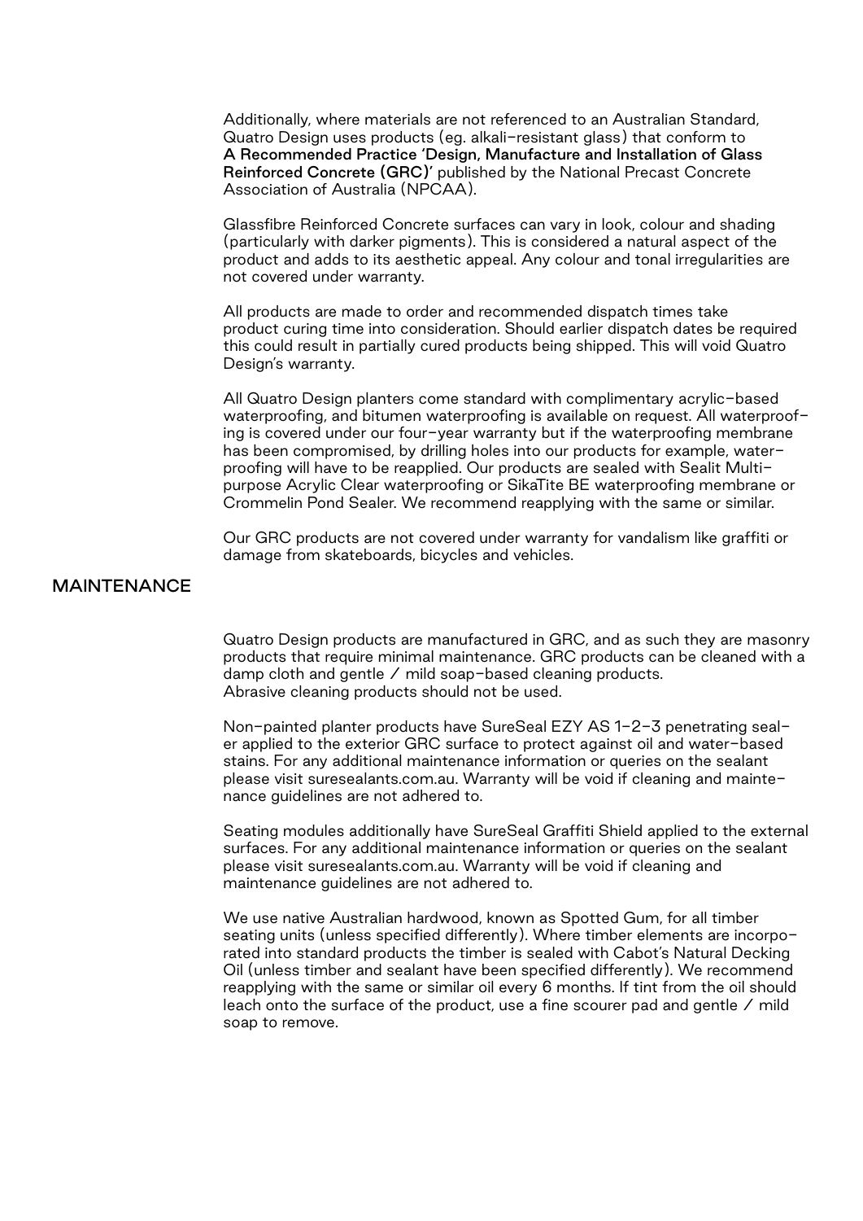Additionally, where materials are not referenced to an Australian Standard, Quatro Design uses products (eg. alkali-resistant glass) that conform to **A Recommended Practice 'Design, Manufacture and Installation of Glass Reinforced Concrete (GRC)'** published by the National Precast Concrete Association of Australia (NPCAA).

Glassfibre Reinforced Concrete surfaces can vary in look, colour and shading (particularly with darker pigments). This is considered a natural aspect of the product and adds to its aesthetic appeal. Any colour and tonal irregularities are not covered under warranty.

All products are made to order and recommended dispatch times take product curing time into consideration. Should earlier dispatch dates be required this could result in partially cured products being shipped. This will void Quatro Design's warranty.

All Quatro Design planters come standard with complimentary acrylic-based waterproofing, and bitumen waterproofing is available on request. All waterproofing is covered under our four-year warranty but if the waterproofing membrane has been compromised, by drilling holes into our products for example, waterproofing will have to be reapplied. Our products are sealed with Sealit Multipurpose Acrylic Clear waterproofing or SikaTite BE waterproofing membrane or Crommelin Pond Sealer. We recommend reapplying with the same or similar.

Our GRC products are not covered under warranty for vandalism like graffiti or damage from skateboards, bicycles and vehicles.

## MAINTENANCE

Quatro Design products are manufactured in GRC, and as such they are masonry products that require minimal maintenance. GRC products can be cleaned with a damp cloth and gentle / mild soap-based cleaning products.
Abrasive cleaning products should not be used.

Non-painted planter products have SureSeal EZY AS 1-2-3 penetrating sealer applied to the exterior GRC surface to protect against oil and water-based stains. For any additional maintenance information or queries on the sealant please visit suresealants.com.au. Warranty will be void if cleaning and maintenance guidelines are not adhered to.

Seating modules additionally have SureSeal Graffiti Shield applied to the external surfaces. For any additional maintenance information or queries on the sealant please visit suresealants.com.au. Warranty will be void if cleaning and maintenance guidelines are not adhered to.

We use native Australian hardwood, known as Spotted Gum, for all timber seating units (unless specified differently). Where timber elements are incorporated into standard products the timber is sealed with Cabot's Natural Decking Oil (unless timber and sealant have been specified differently). We recommend reapplying with the same or similar oil every 6 months. If tint from the oil should leach onto the surface of the product, use a fine scourer pad and gentle / mild soap to remove.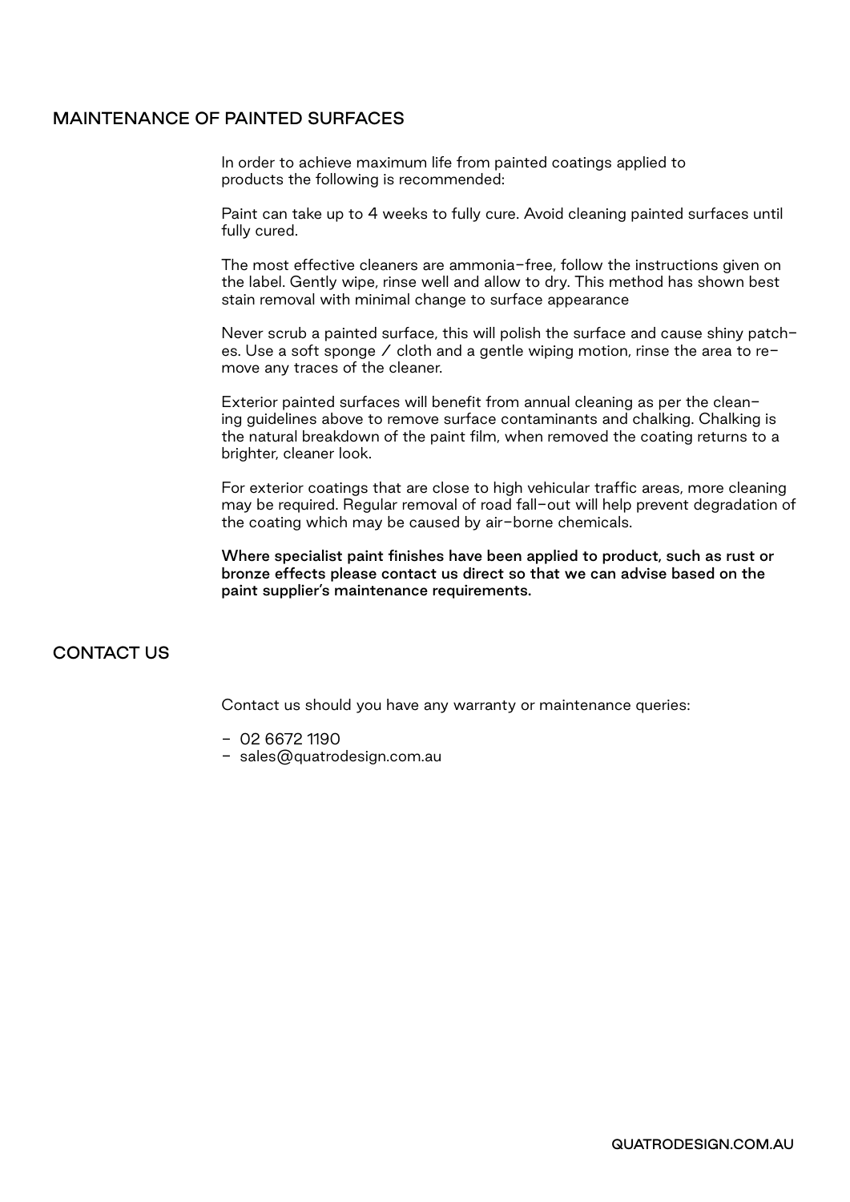## MAINTENANCE OF PAINTED SURFACES

In order to achieve maximum life from painted coatings applied to products the following is recommended:

Paint can take up to 4 weeks to fully cure. Avoid cleaning painted surfaces until fully cured.

The most effective cleaners are ammonia-free, follow the instructions given on the label. Gently wipe, rinse well and allow to dry. This method has shown best stain removal with minimal change to surface appearance

Never scrub a painted surface, this will polish the surface and cause shiny patches. Use a soft sponge / cloth and a gentle wiping motion, rinse the area to remove any traces of the cleaner.

Exterior painted surfaces will benefit from annual cleaning as per the cleaning guidelines above to remove surface contaminants and chalking. Chalking is the natural breakdown of the paint film, when removed the coating returns to a brighter, cleaner look.

For exterior coatings that are close to high vehicular traffic areas, more cleaning may be required. Regular removal of road fall-out will help prevent degradation of the coating which may be caused by air-borne chemicals.

**Where specialist paint finishes have been applied to product, such as rust or bronze effects please contact us direct so that we can advise based on the paint supplier's maintenance requirements.**

## CONTACT US

Contact us should you have any warranty or maintenance queries:

- 02 6672 1190
- sales@quatrodesign.com.au